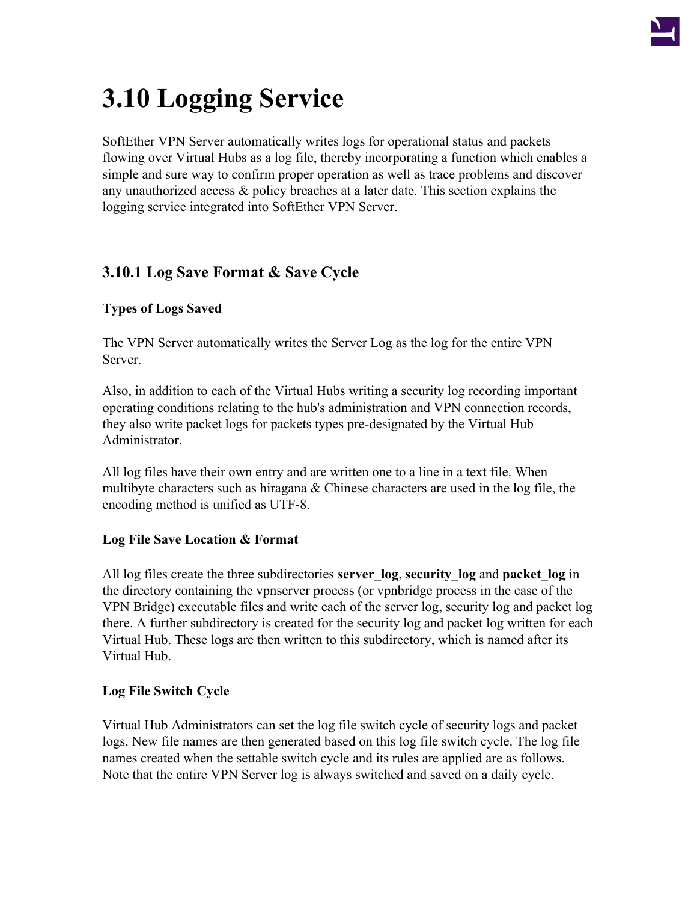# 3.10 Logging Service

SoftEther VPN Server automatically writes logs for operational status and packets flowing over Virtual Hubs as a log file, thereby incorporating a function which enables a simple and sure way to confirm proper operation as well as trace problems and discover any unauthorized access & policy breaches at a later date. This section explains the logging service integrated into SoftEther VPN Server.

## 3.10.1 Log Save Format & Save Cycle

### Types of Logs Saved

The VPN Server automatically writes the Server Log as the log for the entire VPN Server.

Also, in addition to each of the Virtual Hubs writing a security log recording important operating conditions relating to the hub's administration and VPN connection records, they also write packet logs for packets types pre-designated by the Virtual Hub Administrator.

All log files have their own entry and are written one to a line in a text file. When multibyte characters such as hiragana & Chinese characters are used in the log file, the encoding method is unified as UTF-8.

### Log File Save Location & Format

All log files create the three subdirectories **server_log**, **security_log** and **packet_log** in the directory containing the vpnserver process (or vpnbridge process in the case of the VPN Bridge) executable files and write each of the server log, security log and packet log there. A further subdirectory is created for the security log and packet log written for each Virtual Hub. These logs are then written to this subdirectory, which is named after its Virtual Hub.

### Log File Switch Cycle

Virtual Hub Administrators can set the log file switch cycle of security logs and packet logs. New file names are then generated based on this log file switch cycle. The log file names created when the settable switch cycle and its rules are applied are as follows. Note that the entire VPN Server log is always switched and saved on a daily cycle.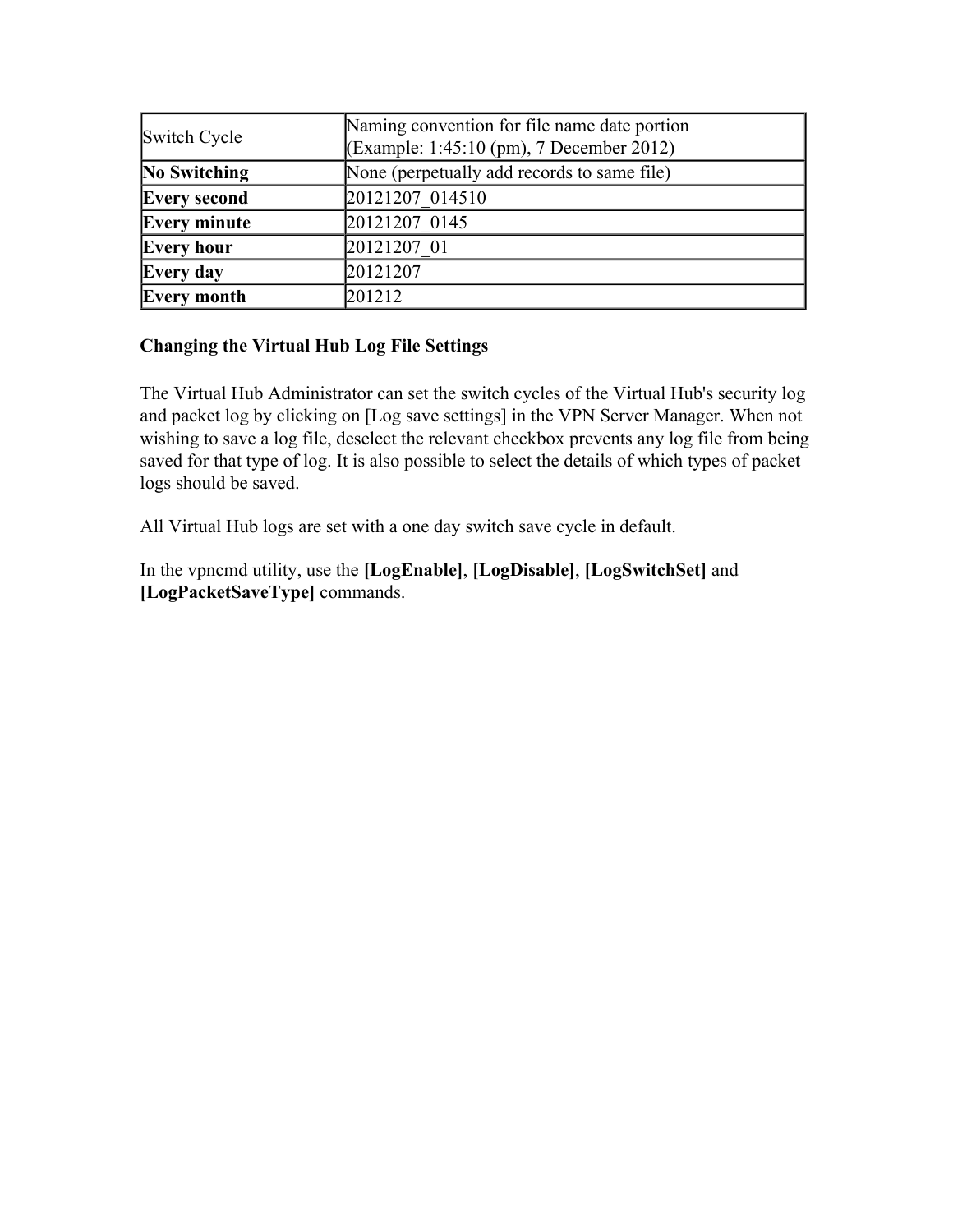| Switch Cycle | Naming convention for file name date portion (Example: 1:45:10 (pm), 7 December 2012) |
| --- | --- |
| **No Switching** | None (perpetually add records to same file) |
| **Every second** | 20121207_014510 |
| **Every minute** | 20121207_0145 |
| **Every hour** | 20121207_01 |
| **Every day** | 20121207 |
| **Every month** | 201212 |

**Changing the Virtual Hub Log File Settings**

The Virtual Hub Administrator can set the switch cycles of the Virtual Hub's security log and packet log by clicking on [Log save settings] in the VPN Server Manager. When not wishing to save a log file, deselect the relevant checkbox prevents any log file from being saved for that type of log. It is also possible to select the details of which types of packet logs should be saved.

All Virtual Hub logs are set with a one day switch save cycle in default.

In the vpncmd utility, use the **[LogEnable]**, **[LogDisable]**, **[LogSwitchSet]** and **[LogPacketSaveType]** commands.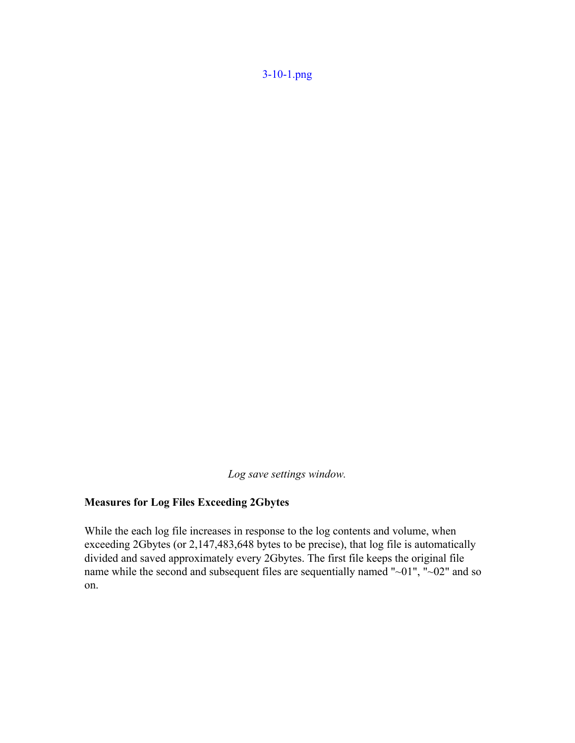3-10-1.png

*Log save settings window.*

**Measures for Log Files Exceeding 2Gbytes**

While the each log file increases in response to the log contents and volume, when exceeding 2Gbytes (or 2,147,483,648 bytes to be precise), that log file is automatically divided and saved approximately every 2Gbytes. The first file keeps the original file name while the second and subsequent files are sequentially named "~01", "~02" and so on.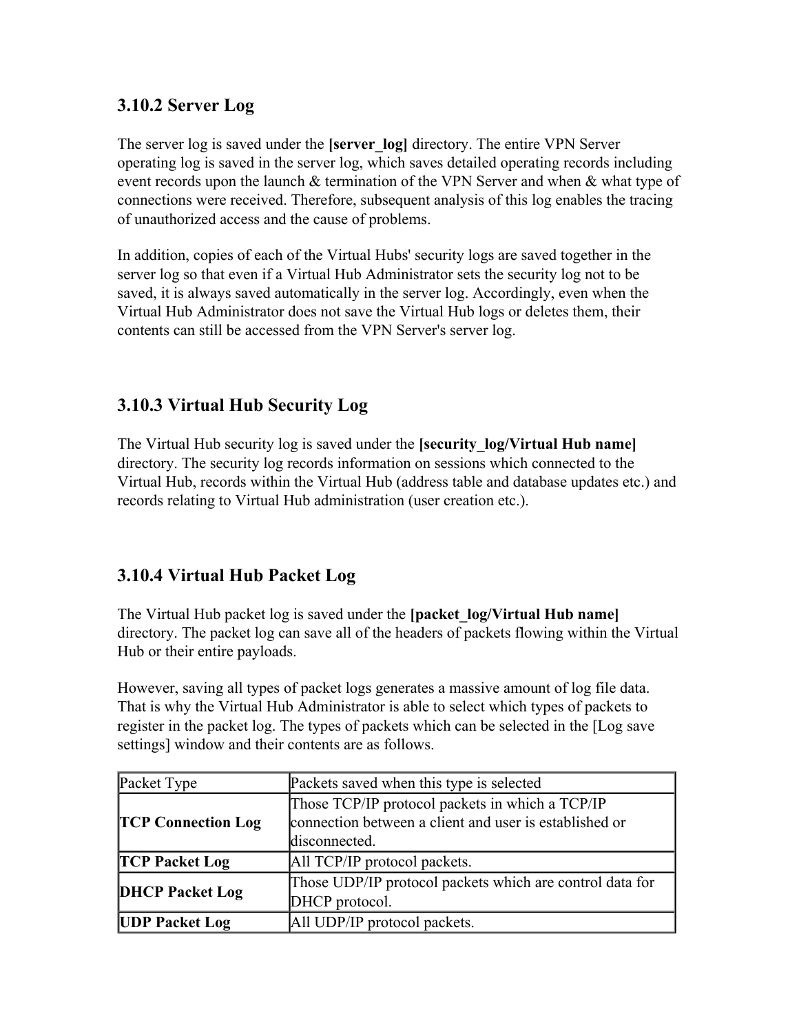### 3.10.2 Server Log

The server log is saved under the **[server_log]** directory. The entire VPN Server operating log is saved in the server log, which saves detailed operating records including event records upon the launch & termination of the VPN Server and when & what type of connections were received. Therefore, subsequent analysis of this log enables the tracing of unauthorized access and the cause of problems.

In addition, copies of each of the Virtual Hubs' security logs are saved together in the server log so that even if a Virtual Hub Administrator sets the security log not to be saved, it is always saved automatically in the server log. Accordingly, even when the Virtual Hub Administrator does not save the Virtual Hub logs or deletes them, their contents can still be accessed from the VPN Server's server log.

### 3.10.3 Virtual Hub Security Log

The Virtual Hub security log is saved under the **[security_log/Virtual Hub name]** directory. The security log records information on sessions which connected to the Virtual Hub, records within the Virtual Hub (address table and database updates etc.) and records relating to Virtual Hub administration (user creation etc.).

### 3.10.4 Virtual Hub Packet Log

The Virtual Hub packet log is saved under the **[packet_log/Virtual Hub name]** directory. The packet log can save all of the headers of packets flowing within the Virtual Hub or their entire payloads.

However, saving all types of packet logs generates a massive amount of log file data. That is why the Virtual Hub Administrator is able to select which types of packets to register in the packet log. The types of packets which can be selected in the [Log save settings] window and their contents are as follows.

| Packet Type | Packets saved when this type is selected |
|---|---|
| **TCP Connection Log** | Those TCP/IP protocol packets in which a TCP/IP connection between a client and user is established or disconnected. |
| **TCP Packet Log** | All TCP/IP protocol packets. |
| **DHCP Packet Log** | Those UDP/IP protocol packets which are control data for DHCP protocol. |
| **UDP Packet Log** | All UDP/IP protocol packets. |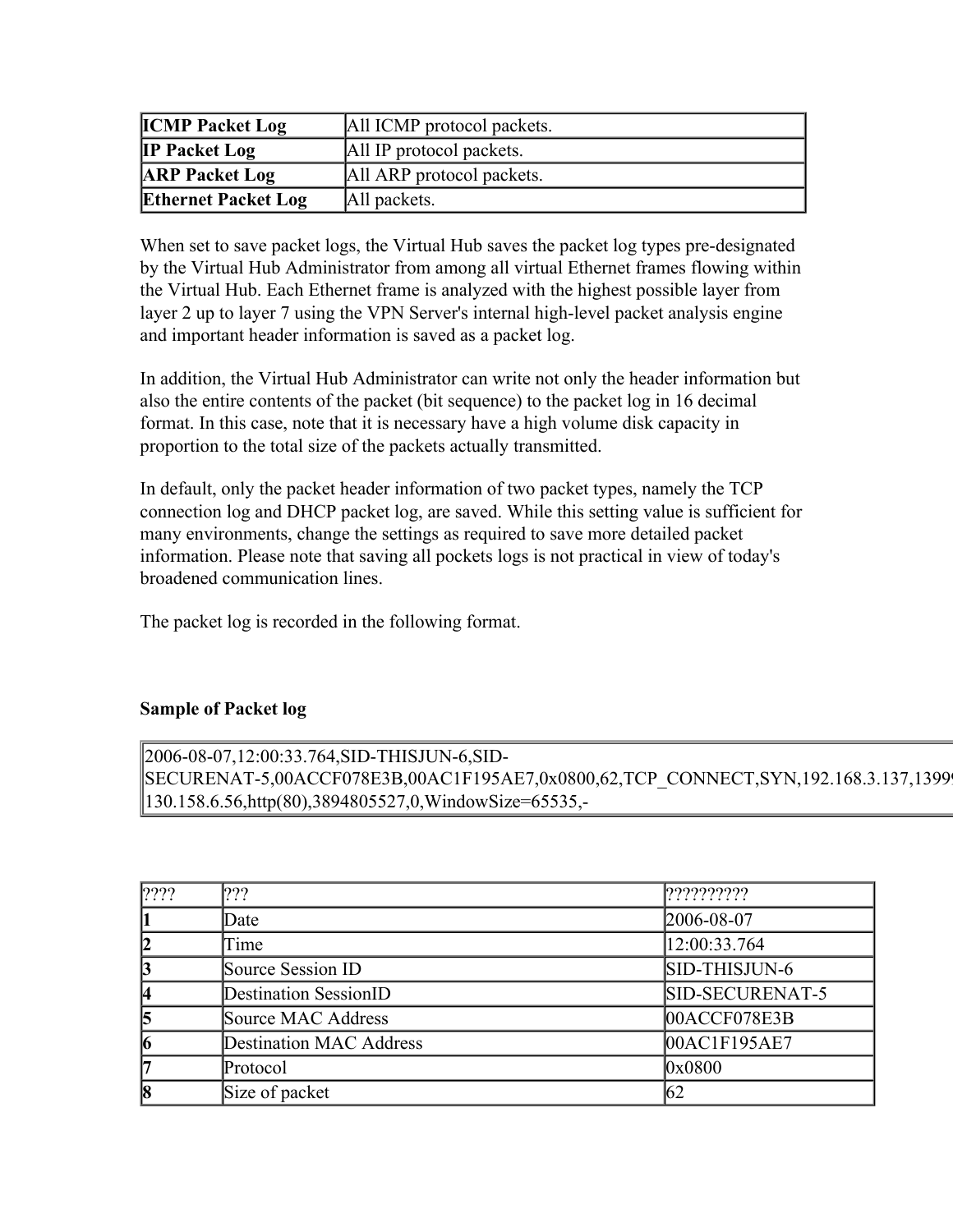| ICMP Packet Log | All ICMP protocol packets. |
|---|---|
| **IP Packet Log** | All IP protocol packets. |
| **ARP Packet Log** | All ARP protocol packets. |
| **Ethernet Packet Log** | All packets. |

When set to save packet logs, the Virtual Hub saves the packet log types pre-designated by the Virtual Hub Administrator from among all virtual Ethernet frames flowing within the Virtual Hub. Each Ethernet frame is analyzed with the highest possible layer from layer 2 up to layer 7 using the VPN Server's internal high-level packet analysis engine and important header information is saved as a packet log.

In addition, the Virtual Hub Administrator can write not only the header information but also the entire contents of the packet (bit sequence) to the packet log in 16 decimal format. In this case, note that it is necessary have a high volume disk capacity in proportion to the total size of the packets actually transmitted.

In default, only the packet header information of two packet types, namely the TCP connection log and DHCP packet log, are saved. While this setting value is sufficient for many environments, change the settings as required to save more detailed packet information. Please note that saving all pockets logs is not practical in view of today's broadened communication lines.

The packet log is recorded in the following format.

**Sample of Packet log**

```
2006-08-07,12:00:33.764,SID-THISJUN-6,SID-SECURENAT-5,00ACCF078E3B,00AC1F195AE7,0x0800,62,TCP_CONNECT,SYN,192.168.3.137,1399
130.158.6.56,http(80),3894805527,0,WindowSize=65535,-
```

| ???? | ??? | ?????????? |
|---|---|---|
| **1** | Date | 2006-08-07 |
| **2** | Time | 12:00:33.764 |
| **3** | Source Session ID | SID-THISJUN-6 |
| **4** | Destination SessionID | SID-SECURENAT-5 |
| **5** | Source MAC Address | 00ACCF078E3B |
| **6** | Destination MAC Address | 00AC1F195AE7 |
| **7** | Protocol | 0x0800 |
| **8** | Size of packet | 62 |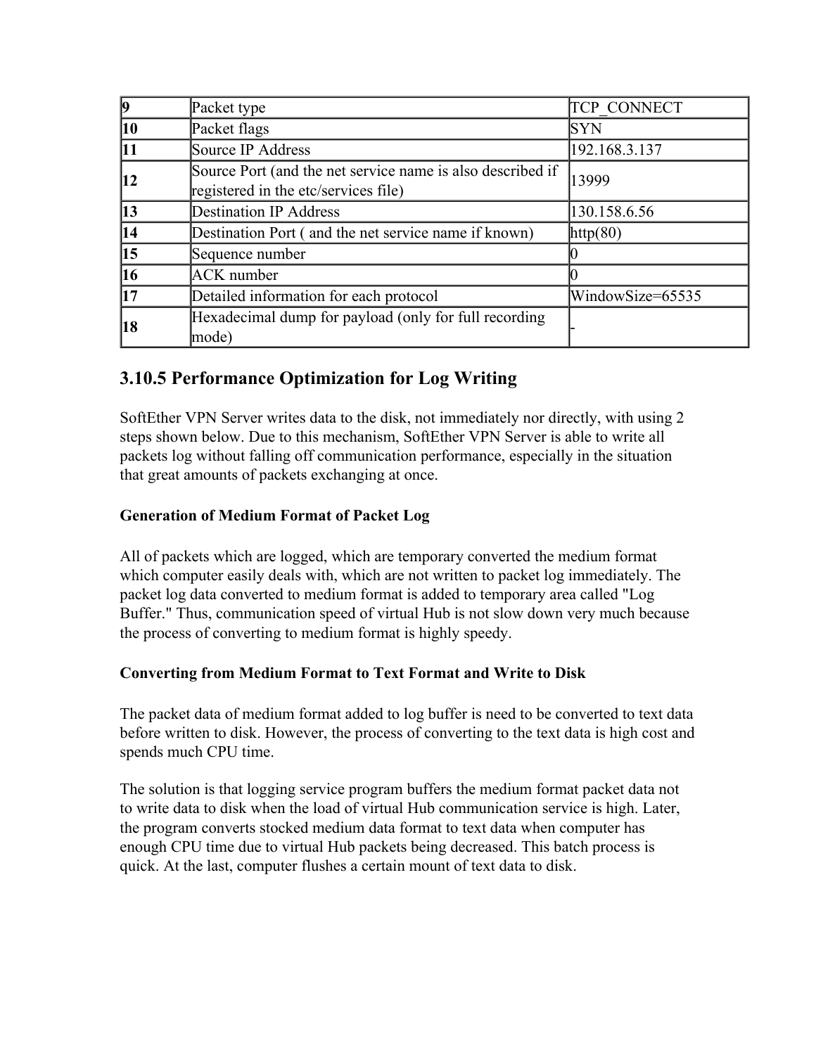| | | |
|---|---|---|
| **9** | Packet type | TCP_CONNECT |
| **10** | Packet flags | SYN |
| **11** | Source IP Address | 192.168.3.137 |
| **12** | Source Port (and the net service name is also described if registered in the etc/services file) | 13999 |
| **13** | Destination IP Address | 130.158.6.56 |
| **14** | Destination Port ( and the net service name if known) | http(80) |
| **15** | Sequence number | 0 |
| **16** | ACK number | 0 |
| **17** | Detailed information for each protocol | WindowSize=65535 |
| **18** | Hexadecimal dump for payload (only for full recording mode) | - |

### 3.10.5 Performance Optimization for Log Writing

SoftEther VPN Server writes data to the disk, not immediately nor directly, with using 2 steps shown below. Due to this mechanism, SoftEther VPN Server is able to write all packets log without falling off communication performance, especially in the situation that great amounts of packets exchanging at once.

**Generation of Medium Format of Packet Log**

All of packets which are logged, which are temporary converted the medium format which computer easily deals with, which are not written to packet log immediately. The packet log data converted to medium format is added to temporary area called "Log Buffer." Thus, communication speed of virtual Hub is not slow down very much because the process of converting to medium format is highly speedy.

**Converting from Medium Format to Text Format and Write to Disk**

The packet data of medium format added to log buffer is need to be converted to text data before written to disk. However, the process of converting to the text data is high cost and spends much CPU time.

The solution is that logging service program buffers the medium format packet data not to write data to disk when the load of virtual Hub communication service is high. Later, the program converts stocked medium data format to text data when computer has enough CPU time due to virtual Hub packets being decreased. This batch process is quick. At the last, computer flushes a certain mount of text data to disk.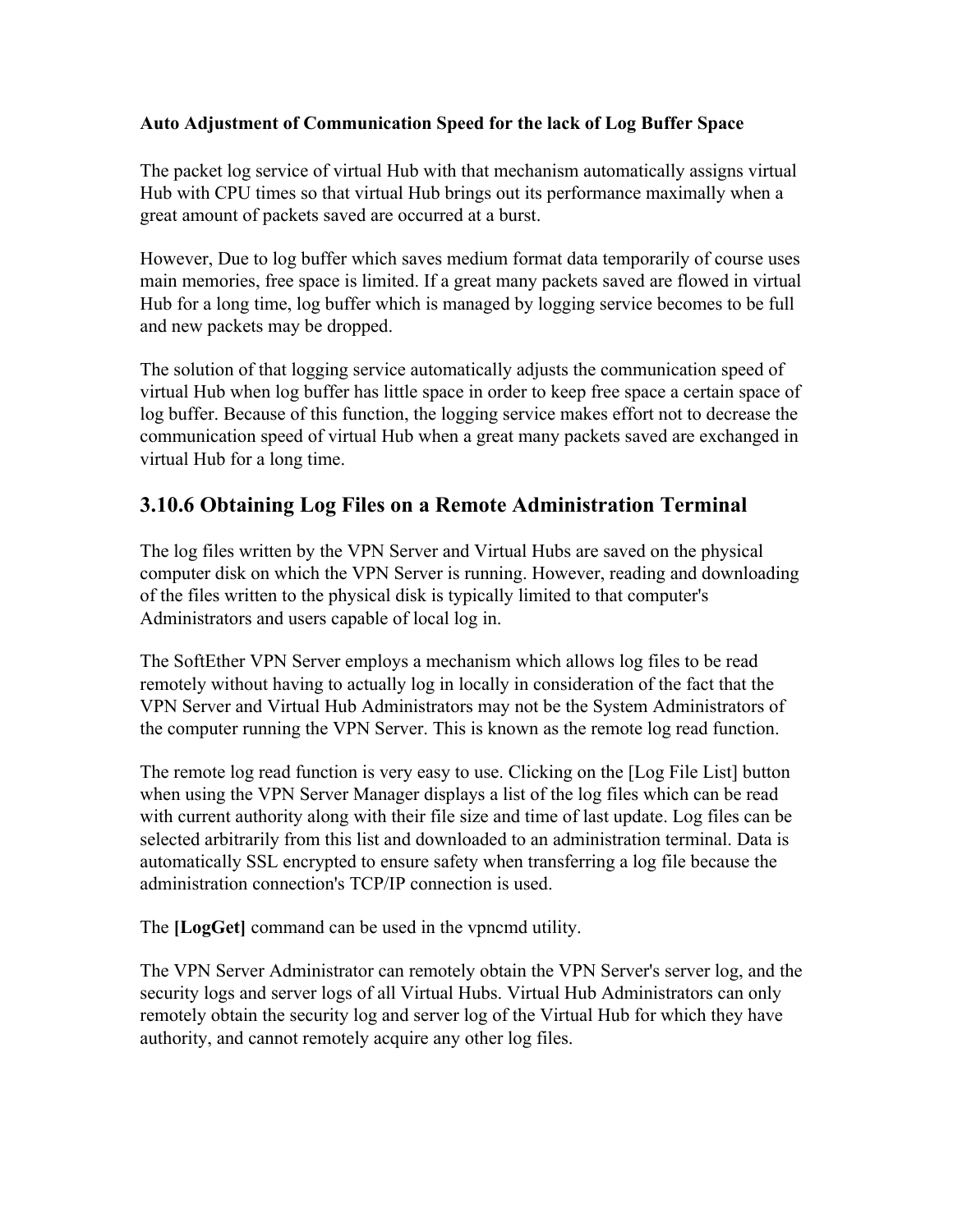**Auto Adjustment of Communication Speed for the lack of Log Buffer Space**

The packet log service of virtual Hub with that mechanism automatically assigns virtual Hub with CPU times so that virtual Hub brings out its performance maximally when a great amount of packets saved are occurred at a burst.

However, Due to log buffer which saves medium format data temporarily of course uses main memories, free space is limited. If a great many packets saved are flowed in virtual Hub for a long time, log buffer which is managed by logging service becomes to be full and new packets may be dropped.

The solution of that logging service automatically adjusts the communication speed of virtual Hub when log buffer has little space in order to keep free space a certain space of log buffer. Because of this function, the logging service makes effort not to decrease the communication speed of virtual Hub when a great many packets saved are exchanged in virtual Hub for a long time.

## 3.10.6 Obtaining Log Files on a Remote Administration Terminal

The log files written by the VPN Server and Virtual Hubs are saved on the physical computer disk on which the VPN Server is running. However, reading and downloading of the files written to the physical disk is typically limited to that computer's Administrators and users capable of local log in.

The SoftEther VPN Server employs a mechanism which allows log files to be read remotely without having to actually log in locally in consideration of the fact that the VPN Server and Virtual Hub Administrators may not be the System Administrators of the computer running the VPN Server. This is known as the remote log read function.

The remote log read function is very easy to use. Clicking on the [Log File List] button when using the VPN Server Manager displays a list of the log files which can be read with current authority along with their file size and time of last update. Log files can be selected arbitrarily from this list and downloaded to an administration terminal. Data is automatically SSL encrypted to ensure safety when transferring a log file because the administration connection's TCP/IP connection is used.

The **[LogGet]** command can be used in the vpncmd utility.

The VPN Server Administrator can remotely obtain the VPN Server's server log, and the security logs and server logs of all Virtual Hubs. Virtual Hub Administrators can only remotely obtain the security log and server log of the Virtual Hub for which they have authority, and cannot remotely acquire any other log files.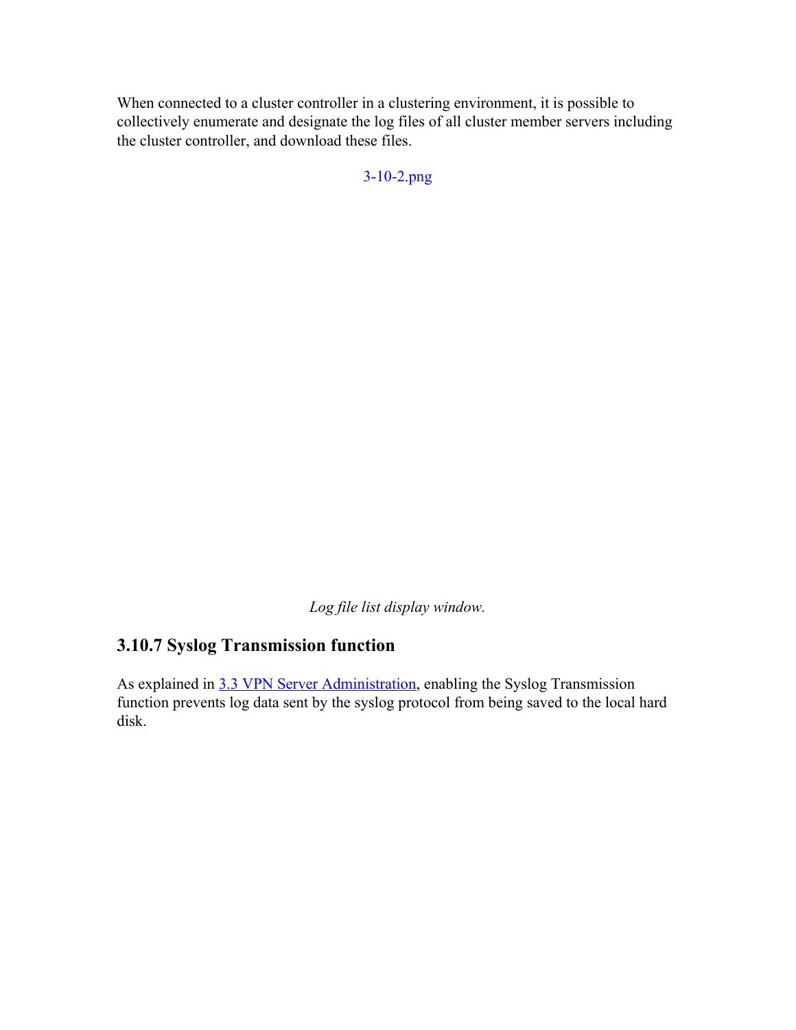When connected to a cluster controller in a clustering environment, it is possible to collectively enumerate and designate the log files of all cluster member servers including the cluster controller, and download these files.

3-10-2.png

*Log file list display window.*

### 3.10.7 Syslog Transmission function

As explained in 3.3 VPN Server Administration, enabling the Syslog Transmission function prevents log data sent by the syslog protocol from being saved to the local hard disk.